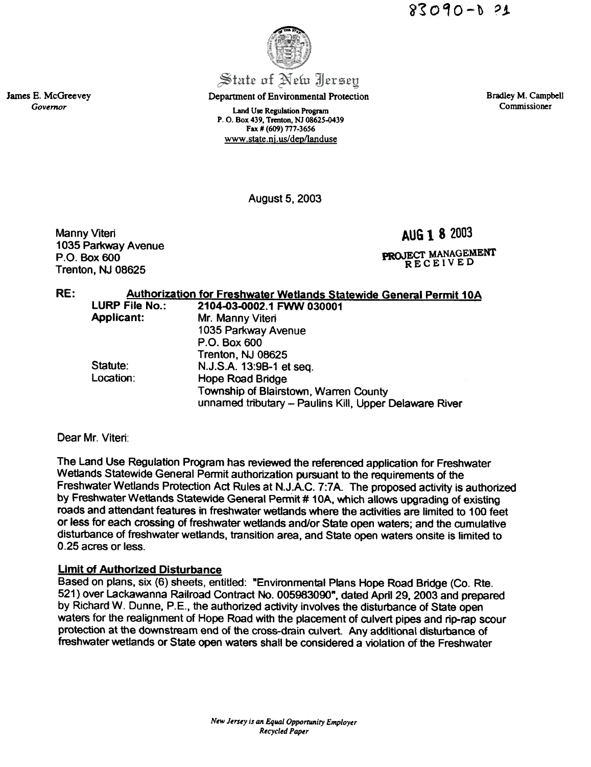83090-D 21

State of New Jersey

Department of Environmental Protection

Land Use Regulation Program
P. O. Box 439, Trenton, NJ 08625-0439
Fax # (609) 777-3656
www.state.nj.us/dep/landuse

James E. McGreevey
*Governor*

Bradley M. Campbell
Commissioner

August 5, 2003

Manny Viteri
1035 Parkway Avenue
P.O. Box 600
Trenton, NJ 08625

AUG 18 2003
PROJECT MANAGEMENT
RECEIVED

RE: **Authorization for Freshwater Wetlands Statewide General Permit 10A**

| | |
|---|---|
| **LURP File No.:** | **2104-03-0002.1 FWW 030001** |
| **Applicant:** | Mr. Manny Viteri<br>1035 Parkway Avenue<br>P.O. Box 600<br>Trenton, NJ 08625 |
| Statute: | N.J.S.A. 13:9B-1 et seq. |
| Location: | Hope Road Bridge<br>Township of Blairstown, Warren County<br>unnamed tributary – Paulins Kill, Upper Delaware River |

Dear Mr. Viteri:

The Land Use Regulation Program has reviewed the referenced application for Freshwater Wetlands Statewide General Permit authorization pursuant to the requirements of the Freshwater Wetlands Protection Act Rules at N.J.A.C. 7:7A. The proposed activity is authorized by Freshwater Wetlands Statewide General Permit # 10A, which allows upgrading of existing roads and attendant features in freshwater wetlands where the activities are limited to 100 feet or less for each crossing of freshwater wetlands and/or State open waters; and the cumulative disturbance of freshwater wetlands, transition area, and State open waters onsite is limited to 0.25 acres or less.

**Limit of Authorized Disturbance**

Based on plans, six (6) sheets, entitled: "Environmental Plans Hope Road Bridge (Co. Rte. 521) over Lackawanna Railroad Contract No. 005983090", dated April 29, 2003 and prepared by Richard W. Dunne, P.E., the authorized activity involves the disturbance of State open waters for the realignment of Hope Road with the placement of culvert pipes and rip-rap scour protection at the downstream end of the cross-drain culvert. Any additional disturbance of freshwater wetlands or State open waters shall be considered a violation of the Freshwater

*New Jersey is an Equal Opportunity Employer*
*Recycled Paper*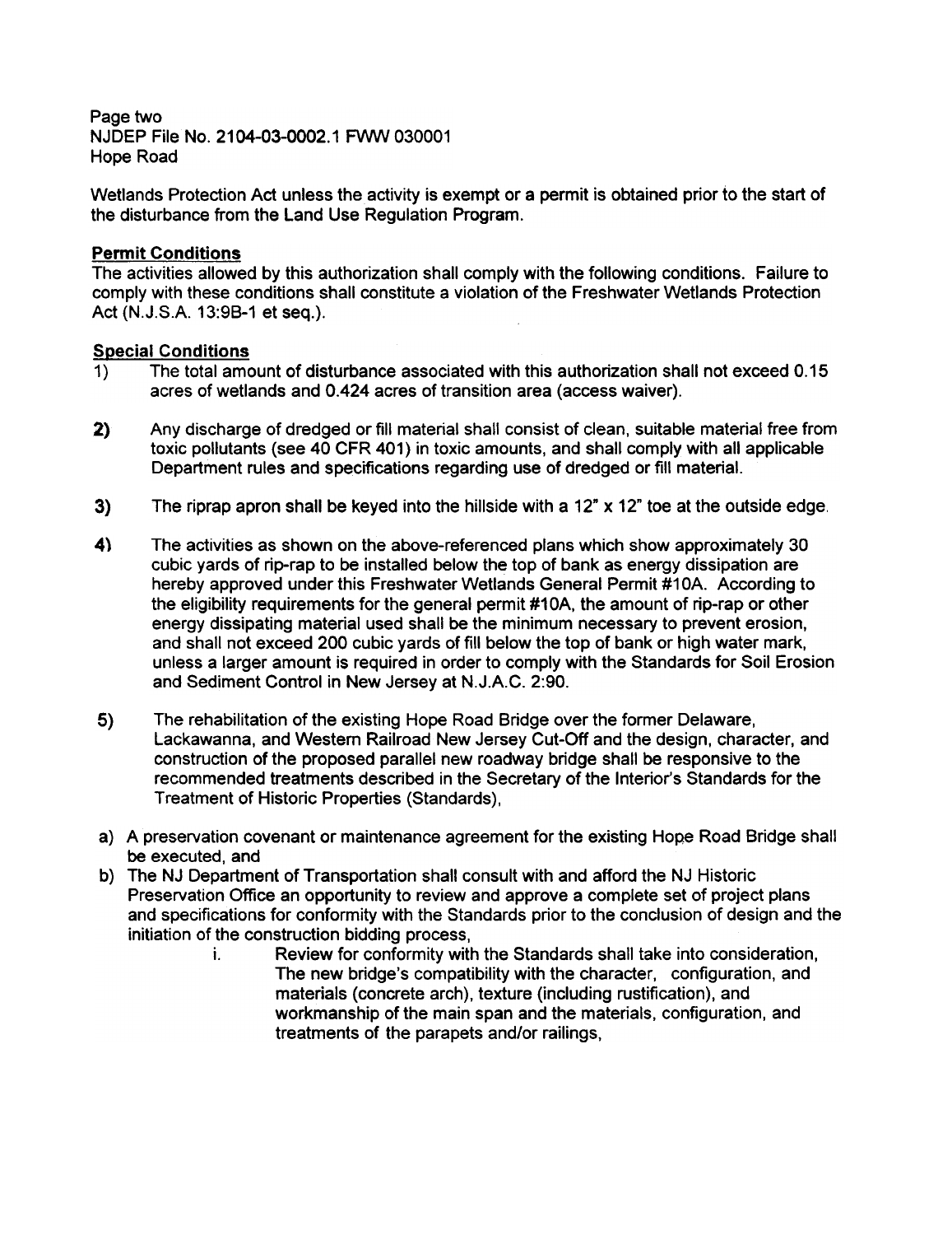Wetlands Protection Act unless the activity is exempt or a permit is obtained prior to the start of the disturbance from the Land Use Regulation Program.

**Permit Conditions**

The activities allowed by this authorization shall comply with the following conditions. Failure to comply with these conditions shall constitute a violation of the Freshwater Wetlands Protection Act (N.J.S.A. 13:9B-1 et seq.).

**Special Conditions**

1) The total amount of disturbance associated with this authorization shall not exceed 0.15 acres of wetlands and 0.424 acres of transition area (access waiver).

2) Any discharge of dredged or fill material shall consist of clean, suitable material free from toxic pollutants (see 40 CFR 401) in toxic amounts, and shall comply with all applicable Department rules and specifications regarding use of dredged or fill material.

3) The riprap apron shall be keyed into the hillside with a 12" x 12" toe at the outside edge.

4) The activities as shown on the above-referenced plans which show approximately 30 cubic yards of rip-rap to be installed below the top of bank as energy dissipation are hereby approved under this Freshwater Wetlands General Permit #10A. According to the eligibility requirements for the general permit #10A, the amount of rip-rap or other energy dissipating material used shall be the minimum necessary to prevent erosion, and shall not exceed 200 cubic yards of fill below the top of bank or high water mark, unless a larger amount is required in order to comply with the Standards for Soil Erosion and Sediment Control in New Jersey at N.J.A.C. 2:90.

5) The rehabilitation of the existing Hope Road Bridge over the former Delaware, Lackawanna, and Western Railroad New Jersey Cut-Off and the design, character, and construction of the proposed parallel new roadway bridge shall be responsive to the recommended treatments described in the Secretary of the Interior's Standards for the Treatment of Historic Properties (Standards),

a) A preservation covenant or maintenance agreement for the existing Hope Road Bridge shall be executed, and

b) The NJ Department of Transportation shall consult with and afford the NJ Historic Preservation Office an opportunity to review and approve a complete set of project plans and specifications for conformity with the Standards prior to the conclusion of design and the initiation of the construction bidding process,

   i. Review for conformity with the Standards shall take into consideration, The new bridge's compatibility with the character, configuration, and materials (concrete arch), texture (including rustification), and workmanship of the main span and the materials, configuration, and treatments of the parapets and/or railings,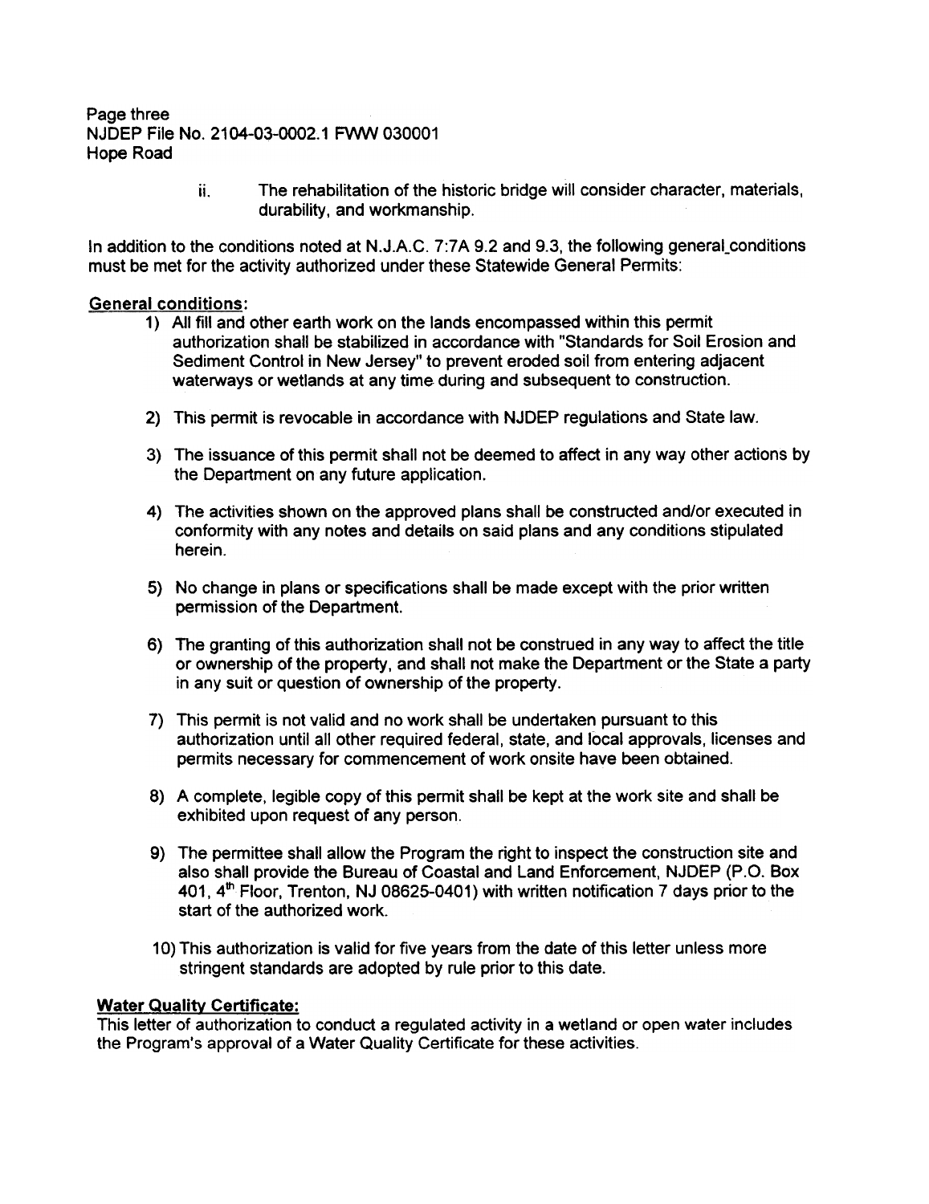Page three
NJDEP File No. 2104-03-0002.1 FWW 030001
Hope Road

ii. The rehabilitation of the historic bridge will consider character, materials, durability, and workmanship.

In addition to the conditions noted at N.J.A.C. 7:7A 9.2 and 9.3, the following general conditions must be met for the activity authorized under these Statewide General Permits:

**General conditions:**

1) All fill and other earth work on the lands encompassed within this permit authorization shall be stabilized in accordance with "Standards for Soil Erosion and Sediment Control in New Jersey" to prevent eroded soil from entering adjacent waterways or wetlands at any time during and subsequent to construction.

2) This permit is revocable in accordance with NJDEP regulations and State law.

3) The issuance of this permit shall not be deemed to affect in any way other actions by the Department on any future application.

4) The activities shown on the approved plans shall be constructed and/or executed in conformity with any notes and details on said plans and any conditions stipulated herein.

5) No change in plans or specifications shall be made except with the prior written permission of the Department.

6) The granting of this authorization shall not be construed in any way to affect the title or ownership of the property, and shall not make the Department or the State a party in any suit or question of ownership of the property.

7) This permit is not valid and no work shall be undertaken pursuant to this authorization until all other required federal, state, and local approvals, licenses and permits necessary for commencement of work onsite have been obtained.

8) A complete, legible copy of this permit shall be kept at the work site and shall be exhibited upon request of any person.

9) The permittee shall allow the Program the right to inspect the construction site and also shall provide the Bureau of Coastal and Land Enforcement, NJDEP (P.O. Box 401, 4th Floor, Trenton, NJ 08625-0401) with written notification 7 days prior to the start of the authorized work.

10) This authorization is valid for five years from the date of this letter unless more stringent standards are adopted by rule prior to this date.

**Water Quality Certificate:**
This letter of authorization to conduct a regulated activity in a wetland or open water includes the Program's approval of a Water Quality Certificate for these activities.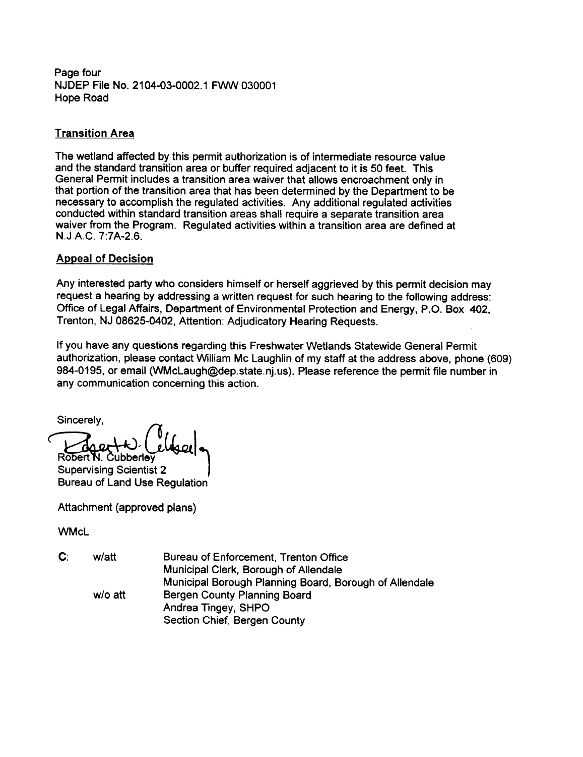Page four
NJDEP File No. 2104-03-0002.1 FWW 030001
Hope Road

## Transition Area

The wetland affected by this permit authorization is of intermediate resource value and the standard transition area or buffer required adjacent to it is 50 feet. This General Permit includes a transition area waiver that allows encroachment only in that portion of the transition area that has been determined by the Department to be necessary to accomplish the regulated activities. Any additional regulated activities conducted within standard transition areas shall require a separate transition area waiver from the Program. Regulated activities within a transition area are defined at N.J.A.C. 7:7A-2.6.

## Appeal of Decision

Any interested party who considers himself or herself aggrieved by this permit decision may request a hearing by addressing a written request for such hearing to the following address: Office of Legal Affairs, Department of Environmental Protection and Energy, P.O. Box 402, Trenton, NJ 08625-0402, Attention: Adjudicatory Hearing Requests.

If you have any questions regarding this Freshwater Wetlands Statewide General Permit authorization, please contact William Mc Laughlin of my staff at the address above, phone (609) 984-0195, or email (WMcLaugh@dep.state.nj.us). Please reference the permit file number in any communication concerning this action.

Sincerely,

Robert N. Cubberley
Supervising Scientist 2
Bureau of Land Use Regulation

Attachment (approved plans)

WMcL

C: w/att
- Bureau of Enforcement, Trenton Office
- Municipal Clerk, Borough of Allendale
- Municipal Borough Planning Board, Borough of Allendale

w/o att
- Bergen County Planning Board
- Andrea Tingey, SHPO
- Section Chief, Bergen County